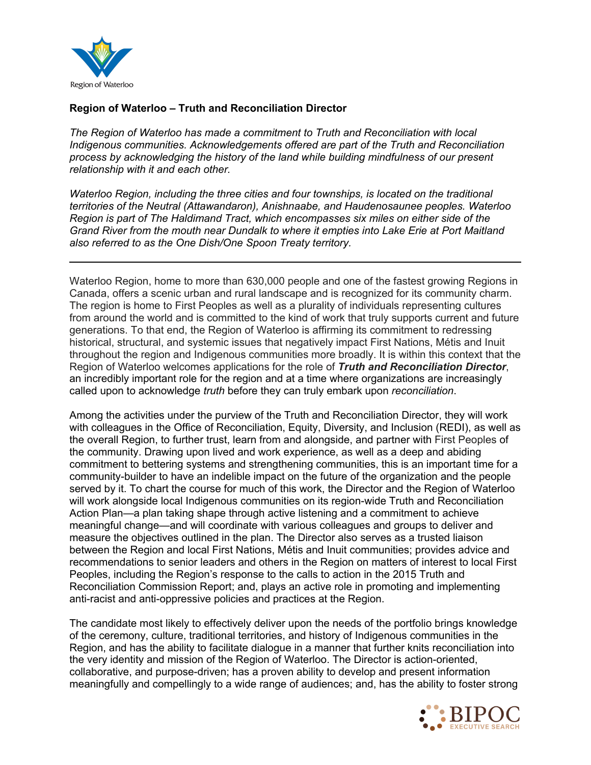Region of Waterloo

**Region of Waterloo – Truth and Reconciliation Director**

*The Region of Waterloo has made a commitment to Truth and Reconciliation with local Indigenous communities. Acknowledgements offered are part of the Truth and Reconciliation process by acknowledging the history of the land while building mindfulness of our present relationship with it and each other.*

*Waterloo Region, including the three cities and four townships, is located on the traditional territories of the Neutral (Attawandaron), Anishnaabe, and Haudenosaunee peoples. Waterloo Region is part of The Haldimand Tract, which encompasses six miles on either side of the Grand River from the mouth near Dundalk to where it empties into Lake Erie at Port Maitland also referred to as the One Dish/One Spoon Treaty territory.*

---

Waterloo Region, home to more than 630,000 people and one of the fastest growing Regions in Canada, offers a scenic urban and rural landscape and is recognized for its community charm. The region is home to First Peoples as well as a plurality of individuals representing cultures from around the world and is committed to the kind of work that truly supports current and future generations. To that end, the Region of Waterloo is affirming its commitment to redressing historical, structural, and systemic issues that negatively impact First Nations, Métis and Inuit throughout the region and Indigenous communities more broadly. It is within this context that the Region of Waterloo welcomes applications for the role of ***Truth and Reconciliation Director***, an incredibly important role for the region and at a time where organizations are increasingly called upon to acknowledge *truth* before they can truly embark upon *reconciliation*.

Among the activities under the purview of the Truth and Reconciliation Director, they will work with colleagues in the Office of Reconciliation, Equity, Diversity, and Inclusion (REDI), as well as the overall Region, to further trust, learn from and alongside, and partner with First Peoples of the community. Drawing upon lived and work experience, as well as a deep and abiding commitment to bettering systems and strengthening communities, this is an important time for a community-builder to have an indelible impact on the future of the organization and the people served by it. To chart the course for much of this work, the Director and the Region of Waterloo will work alongside local Indigenous communities on its region-wide Truth and Reconciliation Action Plan—a plan taking shape through active listening and a commitment to achieve meaningful change—and will coordinate with various colleagues and groups to deliver and measure the objectives outlined in the plan. The Director also serves as a trusted liaison between the Region and local First Nations, Métis and Inuit communities; provides advice and recommendations to senior leaders and others in the Region on matters of interest to local First Peoples, including the Region's response to the calls to action in the 2015 Truth and Reconciliation Commission Report; and, plays an active role in promoting and implementing anti-racist and anti-oppressive policies and practices at the Region.

The candidate most likely to effectively deliver upon the needs of the portfolio brings knowledge of the ceremony, culture, traditional territories, and history of Indigenous communities in the Region, and has the ability to facilitate dialogue in a manner that further knits reconciliation into the very identity and mission of the Region of Waterloo. The Director is action-oriented, collaborative, and purpose-driven; has a proven ability to develop and present information meaningfully and compellingly to a wide range of audiences; and, has the ability to foster strong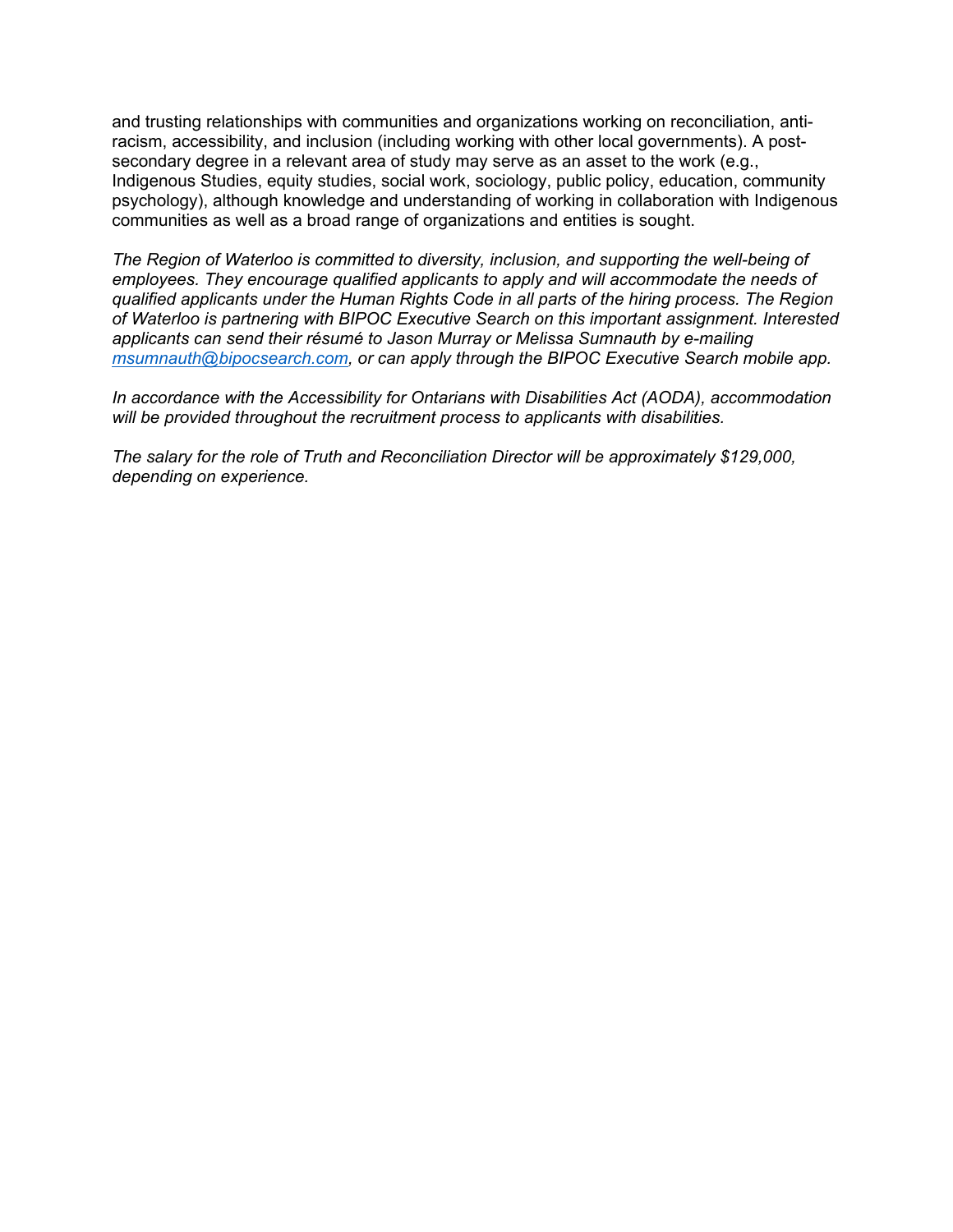and trusting relationships with communities and organizations working on reconciliation, anti-racism, accessibility, and inclusion (including working with other local governments). A post-secondary degree in a relevant area of study may serve as an asset to the work (e.g., Indigenous Studies, equity studies, social work, sociology, public policy, education, community psychology), although knowledge and understanding of working in collaboration with Indigenous communities as well as a broad range of organizations and entities is sought.

*The Region of Waterloo is committed to diversity, inclusion, and supporting the well-being of employees. They encourage qualified applicants to apply and will accommodate the needs of qualified applicants under the Human Rights Code in all parts of the hiring process. The Region of Waterloo is partnering with BIPOC Executive Search on this important assignment. Interested applicants can send their résumé to Jason Murray or Melissa Sumnauth by e-mailing [msumnauth@bipocsearch.com](mailto:msumnauth@bipocsearch.com), or can apply through the BIPOC Executive Search mobile app.*

*In accordance with the Accessibility for Ontarians with Disabilities Act (AODA), accommodation will be provided throughout the recruitment process to applicants with disabilities.*

*The salary for the role of Truth and Reconciliation Director will be approximately $129,000, depending on experience.*